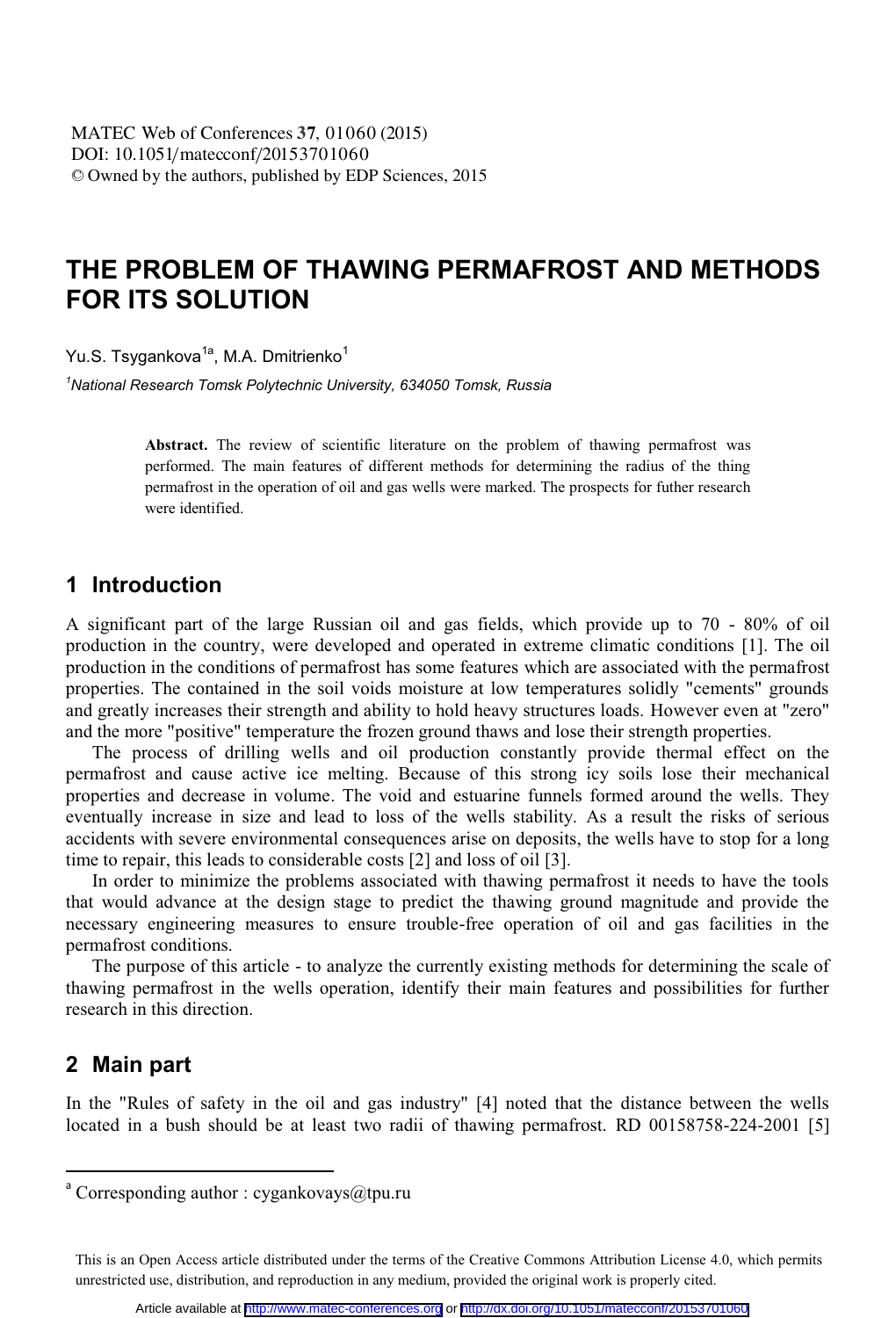# THE PROBLEM OF THAWING PERMAFROST AND METHODS FOR ITS SOLUTION

Yu.S. Tsygankova[1a], M.A. Dmitrienko[1]

[1]*National Research Tomsk Polytechnic University, 634050 Tomsk, Russia*

> **Abstract.** The review of scientific literature on the problem of thawing permafrost was performed. The main features of different methods for determining the radius of the thing permafrost in the operation of oil and gas wells were marked. The prospects for futher research were identified.

## 1 Introduction

A significant part of the large Russian oil and gas fields, which provide up to 70 - 80% of oil production in the country, were developed and operated in extreme climatic conditions [1]. The oil production in the conditions of permafrost has some features which are associated with the permafrost properties. The contained in the soil voids moisture at low temperatures solidly "cements" grounds and greatly increases their strength and ability to hold heavy structures loads. However even at "zero" and the more "positive" temperature the frozen ground thaws and lose their strength properties.

The process of drilling wells and oil production constantly provide thermal effect on the permafrost and cause active ice melting. Because of this strong icy soils lose their mechanical properties and decrease in volume. The void and estuarine funnels formed around the wells. They eventually increase in size and lead to loss of the wells stability. As a result the risks of serious accidents with severe environmental consequences arise on deposits, the wells have to stop for a long time to repair, this leads to considerable costs [2] and loss of oil [3].

In order to minimize the problems associated with thawing permafrost it needs to have the tools that would advance at the design stage to predict the thawing ground magnitude and provide the necessary engineering measures to ensure trouble-free operation of oil and gas facilities in the permafrost conditions.

The purpose of this article - to analyze the currently existing methods for determining the scale of thawing permafrost in the wells operation, identify their main features and possibilities for further research in this direction.

## 2 Main part

In the "Rules of safety in the oil and gas industry" [4] noted that the distance between the wells located in a bush should be at least two radii of thawing permafrost. RD 00158758-224-2001 [5]

---

[a] Corresponding author : cygankovays@tpu.ru

This is an Open Access article distributed under the terms of the Creative Commons Attribution License 4.0, which permits unrestricted use, distribution, and reproduction in any medium, provided the original work is properly cited.

Article available at http://www.matec-conferences.org or http://dx.doi.org/10.1051/matecconf/20153701060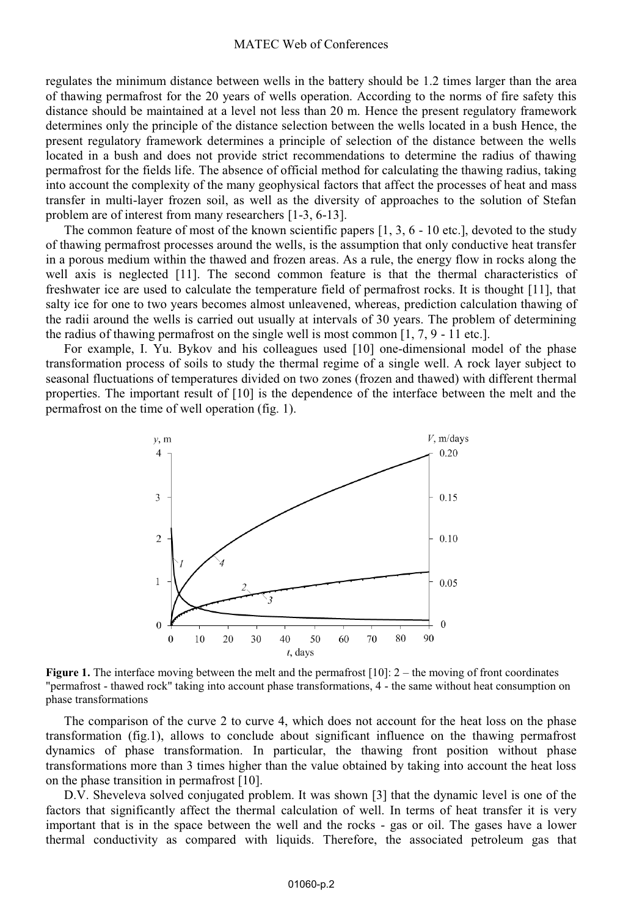regulates the minimum distance between wells in the battery should be 1.2 times larger than the area of thawing permafrost for the 20 years of wells operation. According to the norms of fire safety this distance should be maintained at a level not less than 20 m. Hence the present regulatory framework determines only the principle of the distance selection between the wells located in a bush Hence, the present regulatory framework determines a principle of selection of the distance between the wells located in a bush and does not provide strict recommendations to determine the radius of thawing permafrost for the fields life. The absence of official method for calculating the thawing radius, taking into account the complexity of the many geophysical factors that affect the processes of heat and mass transfer in multi-layer frozen soil, as well as the diversity of approaches to the solution of Stefan problem are of interest from many researchers [1-3, 6-13].

The common feature of most of the known scientific papers [1, 3, 6 - 10 etc.], devoted to the study of thawing permafrost processes around the wells, is the assumption that only conductive heat transfer in a porous medium within the thawed and frozen areas. As a rule, the energy flow in rocks along the well axis is neglected [11]. The second common feature is that the thermal characteristics of freshwater ice are used to calculate the temperature field of permafrost rocks. It is thought [11], that salty ice for one to two years becomes almost unleavened, whereas, prediction calculation thawing of the radii around the wells is carried out usually at intervals of 30 years. The problem of determining the radius of thawing permafrost on the single well is most common [1, 7, 9 - 11 etc.].

For example, I. Yu. Bykov and his colleagues used [10] one-dimensional model of the phase transformation process of soils to study the thermal regime of a single well. A rock layer subject to seasonal fluctuations of temperatures divided on two zones (frozen and thawed) with different thermal properties. The important result of [10] is the dependence of the interface between the melt and the permafrost on the time of well operation (fig. 1).

**Figure 1.** The interface moving between the melt and the permafrost [10]: 2 – the moving of front coordinates "permafrost - thawed rock" taking into account phase transformations, 4 - the same without heat consumption on phase transformations

The comparison of the curve 2 to curve 4, which does not account for the heat loss on the phase transformation (fig.1), allows to conclude about significant influence on the thawing permafrost dynamics of phase transformation. In particular, the thawing front position without phase transformations more than 3 times higher than the value obtained by taking into account the heat loss on the phase transition in permafrost [10].

D.V. Sheveleva solved conjugated problem. It was shown [3] that the dynamic level is one of the factors that significantly affect the thermal calculation of well. In terms of heat transfer it is very important that is in the space between the well and the rocks - gas or oil. The gases have a lower thermal conductivity as compared with liquids. Therefore, the associated petroleum gas that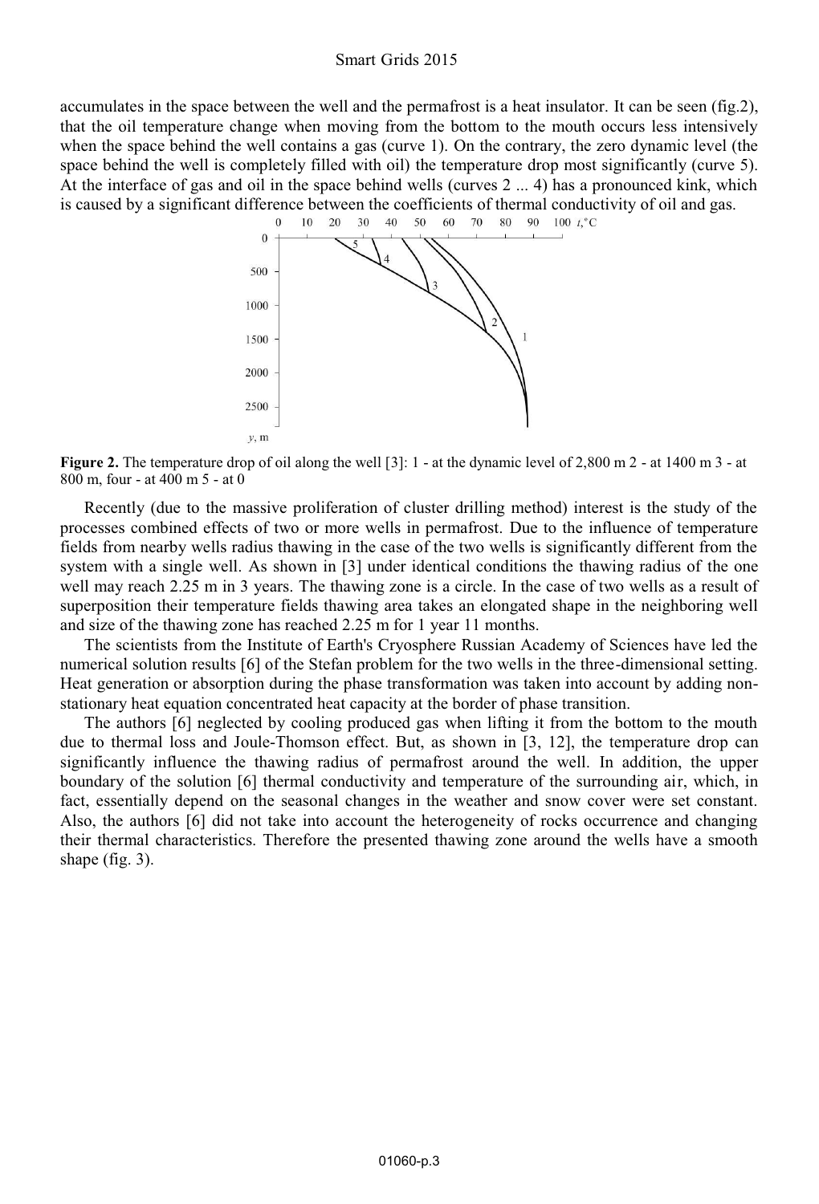accumulates in the space between the well and the permafrost is a heat insulator. It can be seen (fig.2), that the oil temperature change when moving from the bottom to the mouth occurs less intensively when the space behind the well contains a gas (curve 1). On the contrary, the zero dynamic level (the space behind the well is completely filled with oil) the temperature drop most significantly (curve 5). At the interface of gas and oil in the space behind wells (curves 2 ... 4) has a pronounced kink, which is caused by a significant difference between the coefficients of thermal conductivity of oil and gas.

**Figure 2.** The temperature drop of oil along the well [3]: 1 - at the dynamic level of 2,800 m 2 - at 1400 m 3 - at 800 m, four - at 400 m 5 - at 0

Recently (due to the massive proliferation of cluster drilling method) interest is the study of the processes combined effects of two or more wells in permafrost. Due to the influence of temperature fields from nearby wells radius thawing in the case of the two wells is significantly different from the system with a single well. As shown in [3] under identical conditions the thawing radius of the one well may reach 2.25 m in 3 years. The thawing zone is a circle. In the case of two wells as a result of superposition their temperature fields thawing area takes an elongated shape in the neighboring well and size of the thawing zone has reached 2.25 m for 1 year 11 months.

The scientists from the Institute of Earth's Cryosphere Russian Academy of Sciences have led the numerical solution results [6] of the Stefan problem for the two wells in the three-dimensional setting. Heat generation or absorption during the phase transformation was taken into account by adding non-stationary heat equation concentrated heat capacity at the border of phase transition.

The authors [6] neglected by cooling produced gas when lifting it from the bottom to the mouth due to thermal loss and Joule-Thomson effect. But, as shown in [3, 12], the temperature drop can significantly influence the thawing radius of permafrost around the well. In addition, the upper boundary of the solution [6] thermal conductivity and temperature of the surrounding air, which, in fact, essentially depend on the seasonal changes in the weather and snow cover were set constant. Also, the authors [6] did not take into account the heterogeneity of rocks occurrence and changing their thermal characteristics. Therefore the presented thawing zone around the wells have a smooth shape (fig. 3).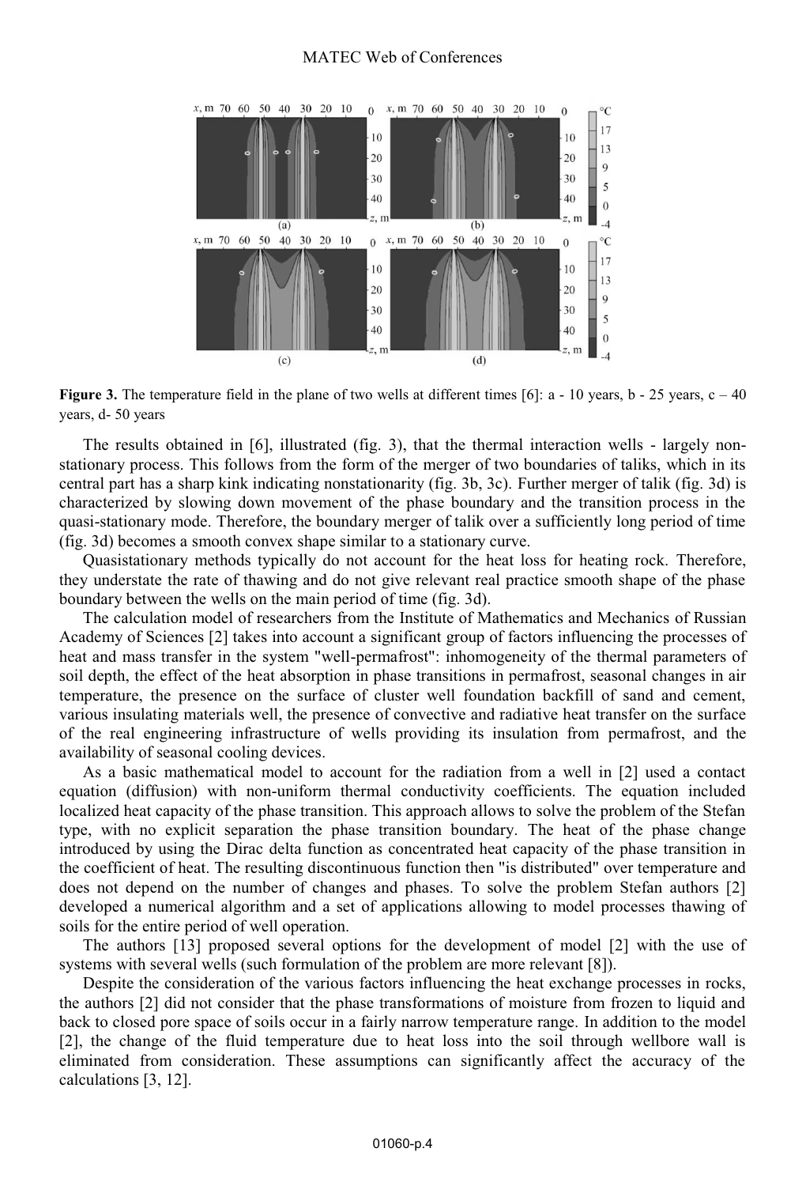**Figure 3.** The temperature field in the plane of two wells at different times [6]: a - 10 years, b - 25 years, c – 40 years, d- 50 years

The results obtained in [6], illustrated (fig. 3), that the thermal interaction wells - largely non-stationary process. This follows from the form of the merger of two boundaries of taliks, which in its central part has a sharp kink indicating nonstationarity (fig. 3b, 3c). Further merger of talik (fig. 3d) is characterized by slowing down movement of the phase boundary and the transition process in the quasi-stationary mode. Therefore, the boundary merger of talik over a sufficiently long period of time (fig. 3d) becomes a smooth convex shape similar to a stationary curve.

Quasistationary methods typically do not account for the heat loss for heating rock. Therefore, they understate the rate of thawing and do not give relevant real practice smooth shape of the phase boundary between the wells on the main period of time (fig. 3d).

The calculation model of researchers from the Institute of Mathematics and Mechanics of Russian Academy of Sciences [2] takes into account a significant group of factors influencing the processes of heat and mass transfer in the system "well-permafrost": inhomogeneity of the thermal parameters of soil depth, the effect of the heat absorption in phase transitions in permafrost, seasonal changes in air temperature, the presence on the surface of cluster well foundation backfill of sand and cement, various insulating materials well, the presence of convective and radiative heat transfer on the surface of the real engineering infrastructure of wells providing its insulation from permafrost, and the availability of seasonal cooling devices.

As a basic mathematical model to account for the radiation from a well in [2] used a contact equation (diffusion) with non-uniform thermal conductivity coefficients. The equation included localized heat capacity of the phase transition. This approach allows to solve the problem of the Stefan type, with no explicit separation the phase transition boundary. The heat of the phase change introduced by using the Dirac delta function as concentrated heat capacity of the phase transition in the coefficient of heat. The resulting discontinuous function then "is distributed" over temperature and does not depend on the number of changes and phases. To solve the problem Stefan authors [2] developed a numerical algorithm and a set of applications allowing to model processes thawing of soils for the entire period of well operation.

The authors [13] proposed several options for the development of model [2] with the use of systems with several wells (such formulation of the problem are more relevant [8]).

Despite the consideration of the various factors influencing the heat exchange processes in rocks, the authors [2] did not consider that the phase transformations of moisture from frozen to liquid and back to closed pore space of soils occur in a fairly narrow temperature range. In addition to the model [2], the change of the fluid temperature due to heat loss into the soil through wellbore wall is eliminated from consideration. These assumptions can significantly affect the accuracy of the calculations [3, 12].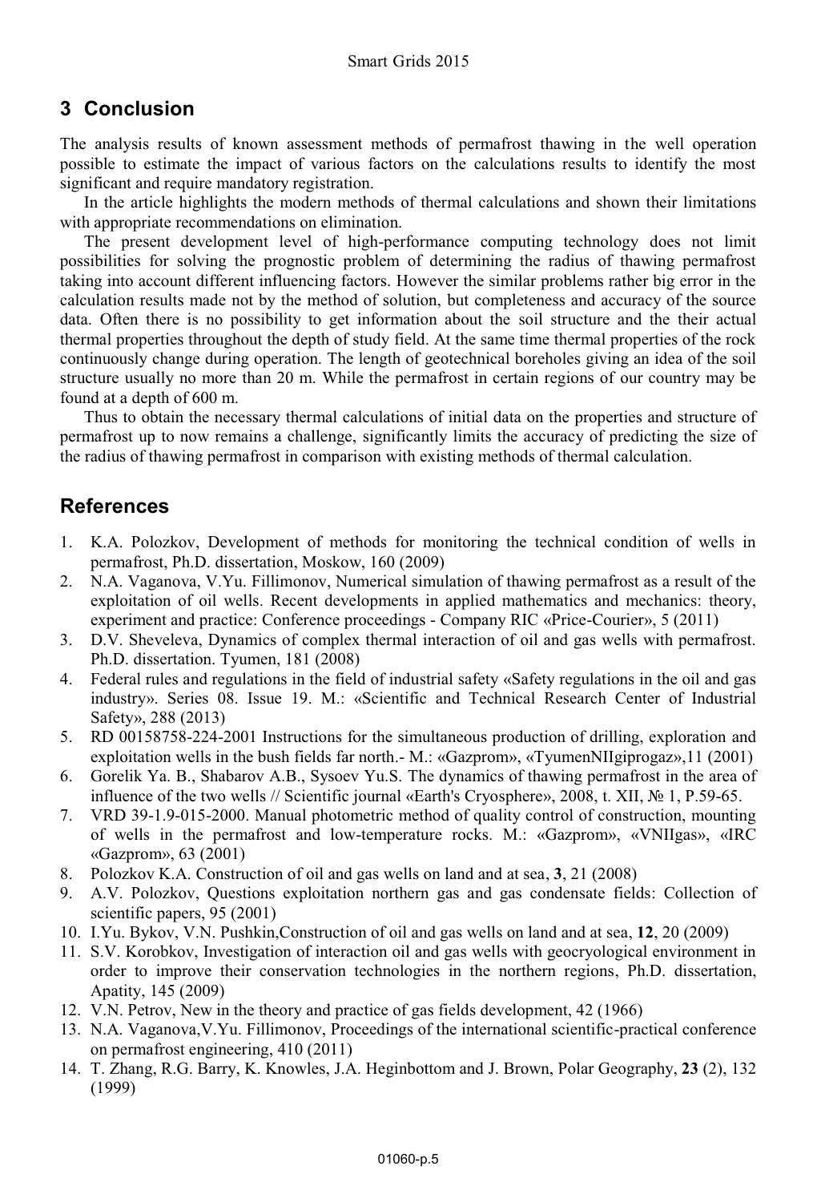## 3 Conclusion

The analysis results of known assessment methods of permafrost thawing in the well operation possible to estimate the impact of various factors on the calculations results to identify the most significant and require mandatory registration.

In the article highlights the modern methods of thermal calculations and shown their limitations with appropriate recommendations on elimination.

The present development level of high-performance computing technology does not limit possibilities for solving the prognostic problem of determining the radius of thawing permafrost taking into account different influencing factors. However the similar problems rather big error in the calculation results made not by the method of solution, but completeness and accuracy of the source data. Often there is no possibility to get information about the soil structure and the their actual thermal properties throughout the depth of study field. At the same time thermal properties of the rock continuously change during operation. The length of geotechnical boreholes giving an idea of the soil structure usually no more than 20 m. While the permafrost in certain regions of our country may be found at a depth of 600 m.

Thus to obtain the necessary thermal calculations of initial data on the properties and structure of permafrost up to now remains a challenge, significantly limits the accuracy of predicting the size of the radius of thawing permafrost in comparison with existing methods of thermal calculation.

## References

1. K.A. Polozkov, Development of methods for monitoring the technical condition of wells in permafrost, Ph.D. dissertation, Moskow, 160 (2009)
2. N.A. Vaganova, V.Yu. Fillimonov, Numerical simulation of thawing permafrost as a result of the exploitation of oil wells. Recent developments in applied mathematics and mechanics: theory, experiment and practice: Conference proceedings - Company RIC «Price-Courier», 5 (2011)
3. D.V. Sheveleva, Dynamics of complex thermal interaction of oil and gas wells with permafrost. Ph.D. dissertation. Tyumen, 181 (2008)
4. Federal rules and regulations in the field of industrial safety «Safety regulations in the oil and gas industry». Series 08. Issue 19. M.: «Scientific and Technical Research Center of Industrial Safety», 288 (2013)
5. RD 00158758-224-2001 Instructions for the simultaneous production of drilling, exploration and exploitation wells in the bush fields far north.- M.: «Gazprom», «TyumenNIIgiprogaz»,11 (2001)
6. Gorelik Ya. B., Shabarov A.B., Sysoev Yu.S. The dynamics of thawing permafrost in the area of influence of the two wells // Scientific journal «Earth's Cryosphere», 2008, t. XII, № 1, P.59-65.
7. VRD 39-1.9-015-2000. Manual photometric method of quality control of construction, mounting of wells in the permafrost and low-temperature rocks. M.: «Gazprom», «VNIIgas», «IRC «Gazprom», 63 (2001)
8. Polozkov K.A. Construction of oil and gas wells on land and at sea, **3**, 21 (2008)
9. A.V. Polozkov, Questions exploitation northern gas and gas condensate fields: Collection of scientific papers, 95 (2001)
10. I.Yu. Bykov, V.N. Pushkin,Construction of oil and gas wells on land and at sea, **12**, 20 (2009)
11. S.V. Korobkov, Investigation of interaction oil and gas wells with geocryological environment in order to improve their conservation technologies in the northern regions, Ph.D. dissertation, Apatity, 145 (2009)
12. V.N. Petrov, New in the theory and practice of gas fields development, 42 (1966)
13. N.A. Vaganova,V.Yu. Fillimonov, Proceedings of the international scientific-practical conference on permafrost engineering, 410 (2011)
14. T. Zhang, R.G. Barry, K. Knowles, J.A. Heginbottom and J. Brown, Polar Geography, **23** (2), 132 (1999)